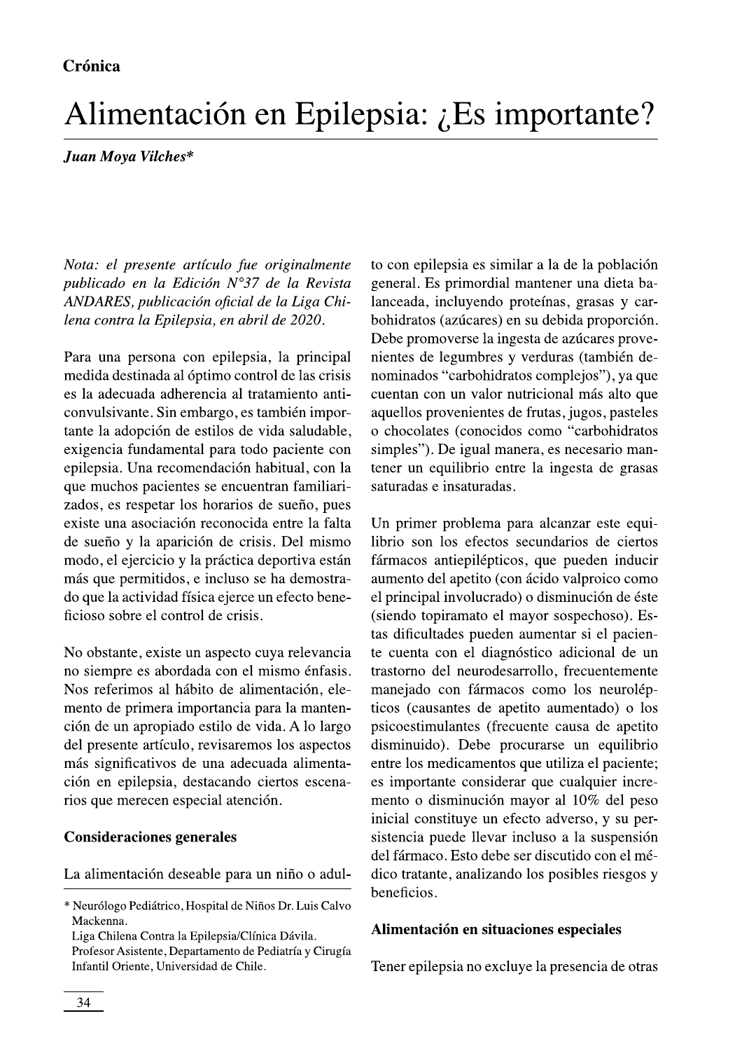**Crónica**

# Alimentación en Epilepsia: ¿Es importante?

***Juan Moya Vilches****

*Nota: el presente artículo fue originalmente publicado en la Edición N°37 de la Revista ANDARES, publicación oficial de la Liga Chilena contra la Epilepsia, en abril de 2020.*

Para una persona con epilepsia, la principal medida destinada al óptimo control de las crisis es la adecuada adherencia al tratamiento anticonvulsivante. Sin embargo, es también importante la adopción de estilos de vida saludable, exigencia fundamental para todo paciente con epilepsia. Una recomendación habitual, con la que muchos pacientes se encuentran familiarizados, es respetar los horarios de sueño, pues existe una asociación reconocida entre la falta de sueño y la aparición de crisis. Del mismo modo, el ejercicio y la práctica deportiva están más que permitidos, e incluso se ha demostrado que la actividad física ejerce un efecto beneficioso sobre el control de crisis.

No obstante, existe un aspecto cuya relevancia no siempre es abordada con el mismo énfasis. Nos referimos al hábito de alimentación, elemento de primera importancia para la mantención de un apropiado estilo de vida. A lo largo del presente artículo, revisaremos los aspectos más significativos de una adecuada alimentación en epilepsia, destacando ciertos escenarios que merecen especial atención.

## Consideraciones generales

La alimentación deseable para un niño o adulto con epilepsia es similar a la de la población general. Es primordial mantener una dieta balanceada, incluyendo proteínas, grasas y carbohidratos (azúcares) en su debida proporción. Debe promoverse la ingesta de azúcares provenientes de legumbres y verduras (también denominados "carbohidratos complejos"), ya que cuentan con un valor nutricional más alto que aquellos provenientes de frutas, jugos, pasteles o chocolates (conocidos como "carbohidratos simples"). De igual manera, es necesario mantener un equilibrio entre la ingesta de grasas saturadas e insaturadas.

Un primer problema para alcanzar este equilibrio son los efectos secundarios de ciertos fármacos antiepilépticos, que pueden inducir aumento del apetito (con ácido valproico como el principal involucrado) o disminución de éste (siendo topiramato el mayor sospechoso). Estas dificultades pueden aumentar si el paciente cuenta con el diagnóstico adicional de un trastorno del neurodesarrollo, frecuentemente manejado con fármacos como los neurolépticos (causantes de apetito aumentado) o los psicoestimulantes (frecuente causa de apetito disminuido). Debe procurarse un equilibrio entre los medicamentos que utiliza el paciente; es importante considerar que cualquier incremento o disminución mayor al 10% del peso inicial constituye un efecto adverso, y su persistencia puede llevar incluso a la suspensión del fármaco. Esto debe ser discutido con el médico tratante, analizando los posibles riesgos y beneficios.

## Alimentación en situaciones especiales

Tener epilepsia no excluye la presencia de otras

---

\* Neurólogo Pediátrico, Hospital de Niños Dr. Luis Calvo Mackenna.
Liga Chilena Contra la Epilepsia/Clínica Dávila.
Profesor Asistente, Departamento de Pediatría y Cirugía Infantil Oriente, Universidad de Chile.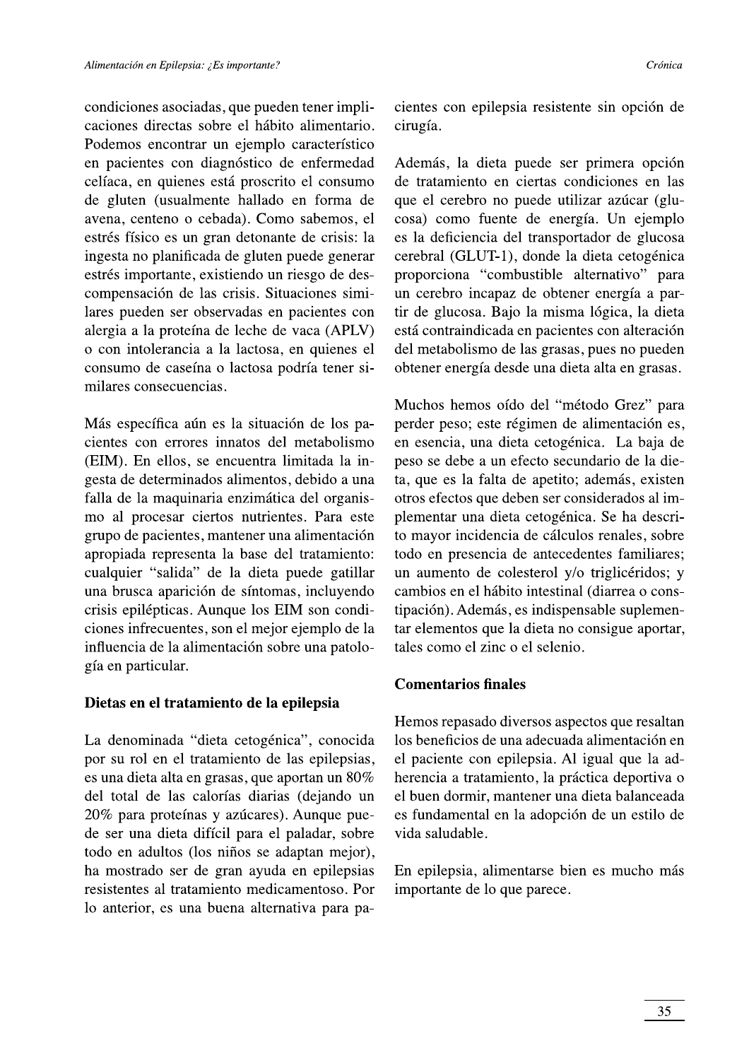condiciones asociadas, que pueden tener implicaciones directas sobre el hábito alimentario. Podemos encontrar un ejemplo característico en pacientes con diagnóstico de enfermedad celíaca, en quienes está proscrito el consumo de gluten (usualmente hallado en forma de avena, centeno o cebada). Como sabemos, el estrés físico es un gran detonante de crisis: la ingesta no planificada de gluten puede generar estrés importante, existiendo un riesgo de descompensación de las crisis. Situaciones similares pueden ser observadas en pacientes con alergia a la proteína de leche de vaca (APLV) o con intolerancia a la lactosa, en quienes el consumo de caseína o lactosa podría tener similares consecuencias.

Más específica aún es la situación de los pacientes con errores innatos del metabolismo (EIM). En ellos, se encuentra limitada la ingesta de determinados alimentos, debido a una falla de la maquinaria enzimática del organismo al procesar ciertos nutrientes. Para este grupo de pacientes, mantener una alimentación apropiada representa la base del tratamiento: cualquier "salida" de la dieta puede gatillar una brusca aparición de síntomas, incluyendo crisis epilépticas. Aunque los EIM son condiciones infrecuentes, son el mejor ejemplo de la influencia de la alimentación sobre una patología en particular.

## Dietas en el tratamiento de la epilepsia

La denominada "dieta cetogénica", conocida por su rol en el tratamiento de las epilepsias, es una dieta alta en grasas, que aportan un 80% del total de las calorías diarias (dejando un 20% para proteínas y azúcares). Aunque puede ser una dieta difícil para el paladar, sobre todo en adultos (los niños se adaptan mejor), ha mostrado ser de gran ayuda en epilepsias resistentes al tratamiento medicamentoso. Por lo anterior, es una buena alternativa para pacientes con epilepsia resistente sin opción de cirugía.

Además, la dieta puede ser primera opción de tratamiento en ciertas condiciones en las que el cerebro no puede utilizar azúcar (glucosa) como fuente de energía. Un ejemplo es la deficiencia del transportador de glucosa cerebral (GLUT-1), donde la dieta cetogénica proporciona "combustible alternativo" para un cerebro incapaz de obtener energía a partir de glucosa. Bajo la misma lógica, la dieta está contraindicada en pacientes con alteración del metabolismo de las grasas, pues no pueden obtener energía desde una dieta alta en grasas.

Muchos hemos oído del "método Grez" para perder peso; este régimen de alimentación es, en esencia, una dieta cetogénica. La baja de peso se debe a un efecto secundario de la dieta, que es la falta de apetito; además, existen otros efectos que deben ser considerados al implementar una dieta cetogénica. Se ha descrito mayor incidencia de cálculos renales, sobre todo en presencia de antecedentes familiares; un aumento de colesterol y/o triglicéridos; y cambios en el hábito intestinal (diarrea o constipación). Además, es indispensable suplementar elementos que la dieta no consigue aportar, tales como el zinc o el selenio.

## Comentarios finales

Hemos repasado diversos aspectos que resaltan los beneficios de una adecuada alimentación en el paciente con epilepsia. Al igual que la adherencia a tratamiento, la práctica deportiva o el buen dormir, mantener una dieta balanceada es fundamental en la adopción de un estilo de vida saludable.

En epilepsia, alimentarse bien es mucho más importante de lo que parece.